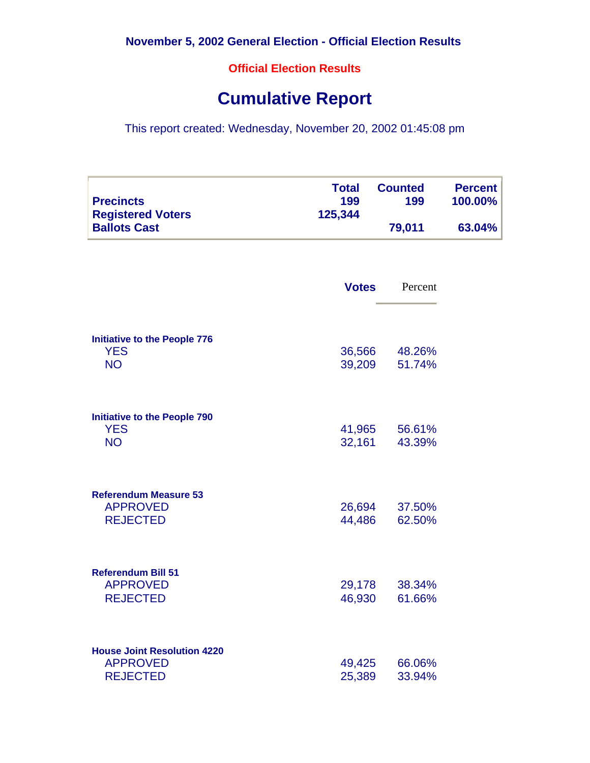**November 5, 2002 General Election - Official Election Results**

**Official Election Results**

# Cumulative Report

This report created: Wednesday, November 20, 2002 01:45:08 pm

| | Total | Counted | Percent |
|---|---|---|---|
| **Precincts** | 199 | 199 | 100.00% |
| **Registered Voters** | 125,344 | | |
| **Ballots Cast** | | 79,011 | 63.04% |

| | Votes | Percent |
|---|---|---|
| **Initiative to the People 776** | | |
| YES | 36,566 | 48.26% |
| NO | 39,209 | 51.74% |
| **Initiative to the People 790** | | |
| YES | 41,965 | 56.61% |
| NO | 32,161 | 43.39% |
| **Referendum Measure 53** | | |
| APPROVED | 26,694 | 37.50% |
| REJECTED | 44,486 | 62.50% |
| **Referendum Bill 51** | | |
| APPROVED | 29,178 | 38.34% |
| REJECTED | 46,930 | 61.66% |
| **House Joint Resolution 4220** | | |
| APPROVED | 49,425 | 66.06% |
| REJECTED | 25,389 | 33.94% |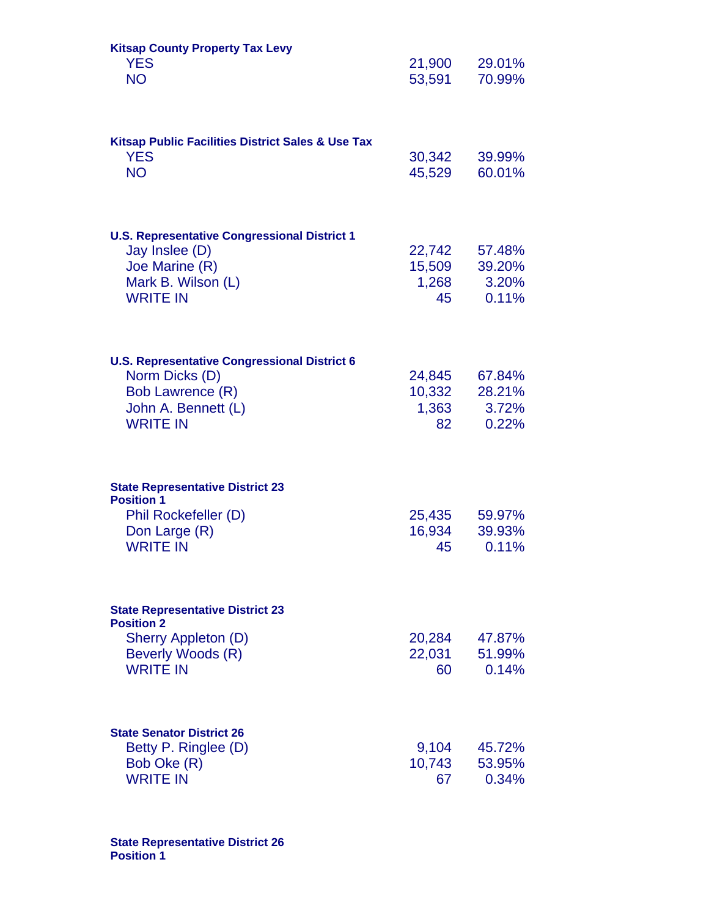**Kitsap County Property Tax Levy**

| | | |
|---|---|---|
| YES | 21,900 | 29.01% |
| NO | 53,591 | 70.99% |

**Kitsap Public Facilities District Sales & Use Tax**

| | | |
|---|---|---|
| YES | 30,342 | 39.99% |
| NO | 45,529 | 60.01% |

**U.S. Representative Congressional District 1**

| | | |
|---|---|---|
| Jay Inslee (D) | 22,742 | 57.48% |
| Joe Marine (R) | 15,509 | 39.20% |
| Mark B. Wilson (L) | 1,268 | 3.20% |
| WRITE IN | 45 | 0.11% |

**U.S. Representative Congressional District 6**

| | | |
|---|---|---|
| Norm Dicks (D) | 24,845 | 67.84% |
| Bob Lawrence (R) | 10,332 | 28.21% |
| John A. Bennett (L) | 1,363 | 3.72% |
| WRITE IN | 82 | 0.22% |

**State Representative District 23**
**Position 1**

| | | |
|---|---|---|
| Phil Rockefeller (D) | 25,435 | 59.97% |
| Don Large (R) | 16,934 | 39.93% |
| WRITE IN | 45 | 0.11% |

**State Representative District 23**
**Position 2**

| | | |
|---|---|---|
| Sherry Appleton (D) | 20,284 | 47.87% |
| Beverly Woods (R) | 22,031 | 51.99% |
| WRITE IN | 60 | 0.14% |

**State Senator District 26**

| | | |
|---|---|---|
| Betty P. Ringlee (D) | 9,104 | 45.72% |
| Bob Oke (R) | 10,743 | 53.95% |
| WRITE IN | 67 | 0.34% |

**State Representative District 26**
**Position 1**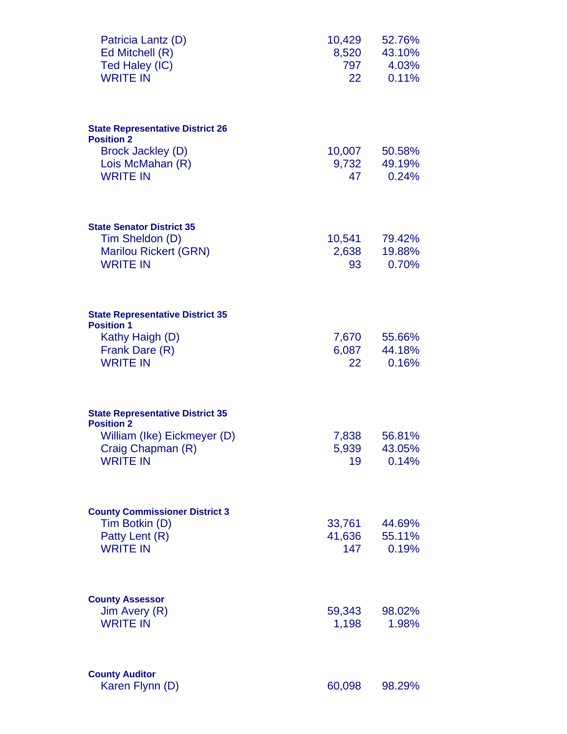| | | |
|---|---|---|
| Patricia Lantz (D) | 10,429 | 52.76% |
| Ed Mitchell (R) | 8,520 | 43.10% |
| Ted Haley (IC) | 797 | 4.03% |
| WRITE IN | 22 | 0.11% |

**State Representative District 26 Position 2**

| | | |
|---|---|---|
| Brock Jackley (D) | 10,007 | 50.58% |
| Lois McMahan (R) | 9,732 | 49.19% |
| WRITE IN | 47 | 0.24% |

**State Senator District 35**

| | | |
|---|---|---|
| Tim Sheldon (D) | 10,541 | 79.42% |
| Marilou Rickert (GRN) | 2,638 | 19.88% |
| WRITE IN | 93 | 0.70% |

**State Representative District 35 Position 1**

| | | |
|---|---|---|
| Kathy Haigh (D) | 7,670 | 55.66% |
| Frank Dare (R) | 6,087 | 44.18% |
| WRITE IN | 22 | 0.16% |

**State Representative District 35 Position 2**

| | | |
|---|---|---|
| William (Ike) Eickmeyer (D) | 7,838 | 56.81% |
| Craig Chapman (R) | 5,939 | 43.05% |
| WRITE IN | 19 | 0.14% |

**County Commissioner District 3**

| | | |
|---|---|---|
| Tim Botkin (D) | 33,761 | 44.69% |
| Patty Lent (R) | 41,636 | 55.11% |
| WRITE IN | 147 | 0.19% |

**County Assessor**

| | | |
|---|---|---|
| Jim Avery (R) | 59,343 | 98.02% |
| WRITE IN | 1,198 | 1.98% |

**County Auditor**

| | | |
|---|---|---|
| Karen Flynn (D) | 60,098 | 98.29% |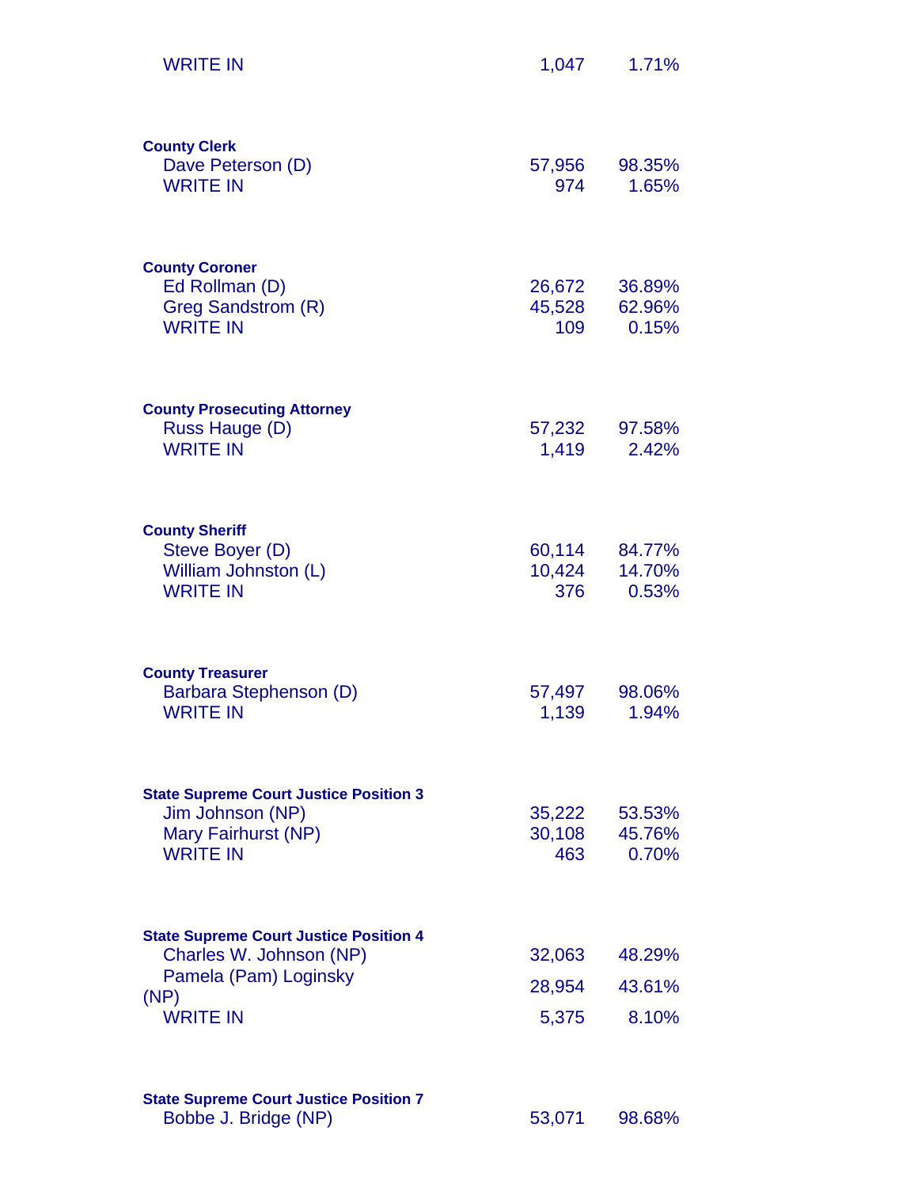| | | |
|---|---|---|
| WRITE IN | 1,047 | 1.71% |

**County Clerk**

| | | |
|---|---|---|
| Dave Peterson (D) | 57,956 | 98.35% |
| WRITE IN | 974 | 1.65% |

**County Coroner**

| | | |
|---|---|---|
| Ed Rollman (D) | 26,672 | 36.89% |
| Greg Sandstrom (R) | 45,528 | 62.96% |
| WRITE IN | 109 | 0.15% |

**County Prosecuting Attorney**

| | | |
|---|---|---|
| Russ Hauge (D) | 57,232 | 97.58% |
| WRITE IN | 1,419 | 2.42% |

**County Sheriff**

| | | |
|---|---|---|
| Steve Boyer (D) | 60,114 | 84.77% |
| William Johnston (L) | 10,424 | 14.70% |
| WRITE IN | 376 | 0.53% |

**County Treasurer**

| | | |
|---|---|---|
| Barbara Stephenson (D) | 57,497 | 98.06% |
| WRITE IN | 1,139 | 1.94% |

**State Supreme Court Justice Position 3**

| | | |
|---|---|---|
| Jim Johnson (NP) | 35,222 | 53.53% |
| Mary Fairhurst (NP) | 30,108 | 45.76% |
| WRITE IN | 463 | 0.70% |

**State Supreme Court Justice Position 4**

| | | |
|---|---|---|
| Charles W. Johnson (NP) | 32,063 | 48.29% |
| Pamela (Pam) Loginsky (NP) | 28,954 | 43.61% |
| WRITE IN | 5,375 | 8.10% |

**State Supreme Court Justice Position 7**

| | | |
|---|---|---|
| Bobbe J. Bridge (NP) | 53,071 | 98.68% |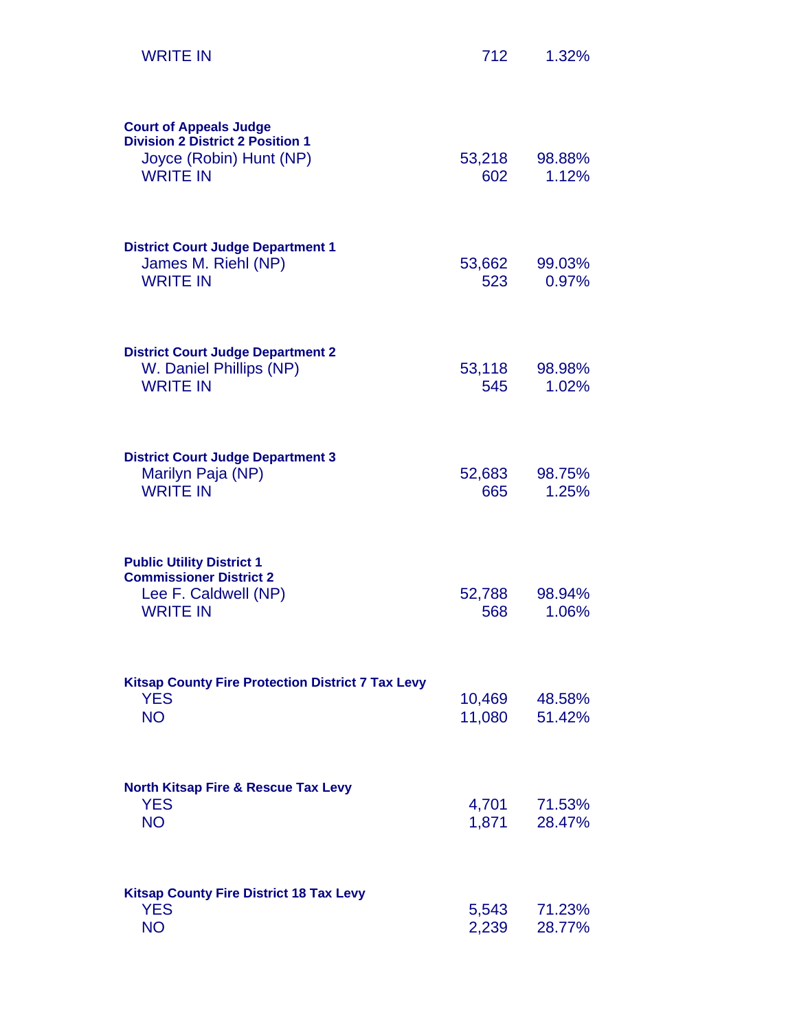| | | |
|---|---|---|
| WRITE IN | 712 | 1.32% |

**Court of Appeals Judge**
**Division 2 District 2 Position 1**

| | | |
|---|---|---|
| Joyce (Robin) Hunt (NP) | 53,218 | 98.88% |
| WRITE IN | 602 | 1.12% |

**District Court Judge Department 1**

| | | |
|---|---|---|
| James M. Riehl (NP) | 53,662 | 99.03% |
| WRITE IN | 523 | 0.97% |

**District Court Judge Department 2**

| | | |
|---|---|---|
| W. Daniel Phillips (NP) | 53,118 | 98.98% |
| WRITE IN | 545 | 1.02% |

**District Court Judge Department 3**

| | | |
|---|---|---|
| Marilyn Paja (NP) | 52,683 | 98.75% |
| WRITE IN | 665 | 1.25% |

**Public Utility District 1**
**Commissioner District 2**

| | | |
|---|---|---|
| Lee F. Caldwell (NP) | 52,788 | 98.94% |
| WRITE IN | 568 | 1.06% |

**Kitsap County Fire Protection District 7 Tax Levy**

| | | |
|---|---|---|
| YES | 10,469 | 48.58% |
| NO | 11,080 | 51.42% |

**North Kitsap Fire & Rescue Tax Levy**

| | | |
|---|---|---|
| YES | 4,701 | 71.53% |
| NO | 1,871 | 28.47% |

**Kitsap County Fire District 18 Tax Levy**

| | | |
|---|---|---|
| YES | 5,543 | 71.23% |
| NO | 2,239 | 28.77% |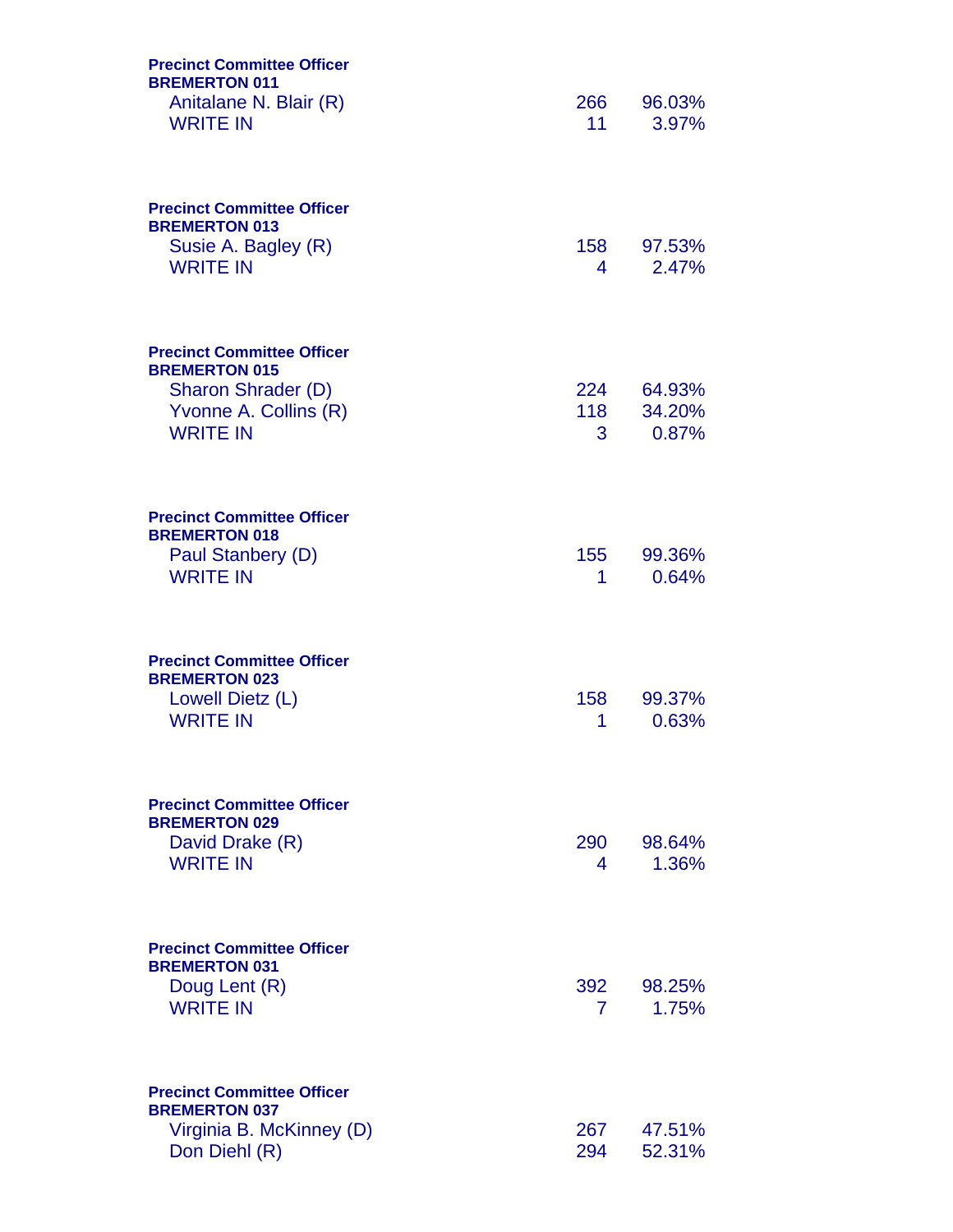**Precinct Committee Officer**
**BREMERTON 011**

| Candidate | Votes | Percent |
|---|---|---|
| Anitalane N. Blair (R) | 266 | 96.03% |
| WRITE IN | 11 | 3.97% |

**Precinct Committee Officer**
**BREMERTON 013**

| Candidate | Votes | Percent |
|---|---|---|
| Susie A. Bagley (R) | 158 | 97.53% |
| WRITE IN | 4 | 2.47% |

**Precinct Committee Officer**
**BREMERTON 015**

| Candidate | Votes | Percent |
|---|---|---|
| Sharon Shrader (D) | 224 | 64.93% |
| Yvonne A. Collins (R) | 118 | 34.20% |
| WRITE IN | 3 | 0.87% |

**Precinct Committee Officer**
**BREMERTON 018**

| Candidate | Votes | Percent |
|---|---|---|
| Paul Stanbery (D) | 155 | 99.36% |
| WRITE IN | 1 | 0.64% |

**Precinct Committee Officer**
**BREMERTON 023**

| Candidate | Votes | Percent |
|---|---|---|
| Lowell Dietz (L) | 158 | 99.37% |
| WRITE IN | 1 | 0.63% |

**Precinct Committee Officer**
**BREMERTON 029**

| Candidate | Votes | Percent |
|---|---|---|
| David Drake (R) | 290 | 98.64% |
| WRITE IN | 4 | 1.36% |

**Precinct Committee Officer**
**BREMERTON 031**

| Candidate | Votes | Percent |
|---|---|---|
| Doug Lent (R) | 392 | 98.25% |
| WRITE IN | 7 | 1.75% |

**Precinct Committee Officer**
**BREMERTON 037**

| Candidate | Votes | Percent |
|---|---|---|
| Virginia B. McKinney (D) | 267 | 47.51% |
| Don Diehl (R) | 294 | 52.31% |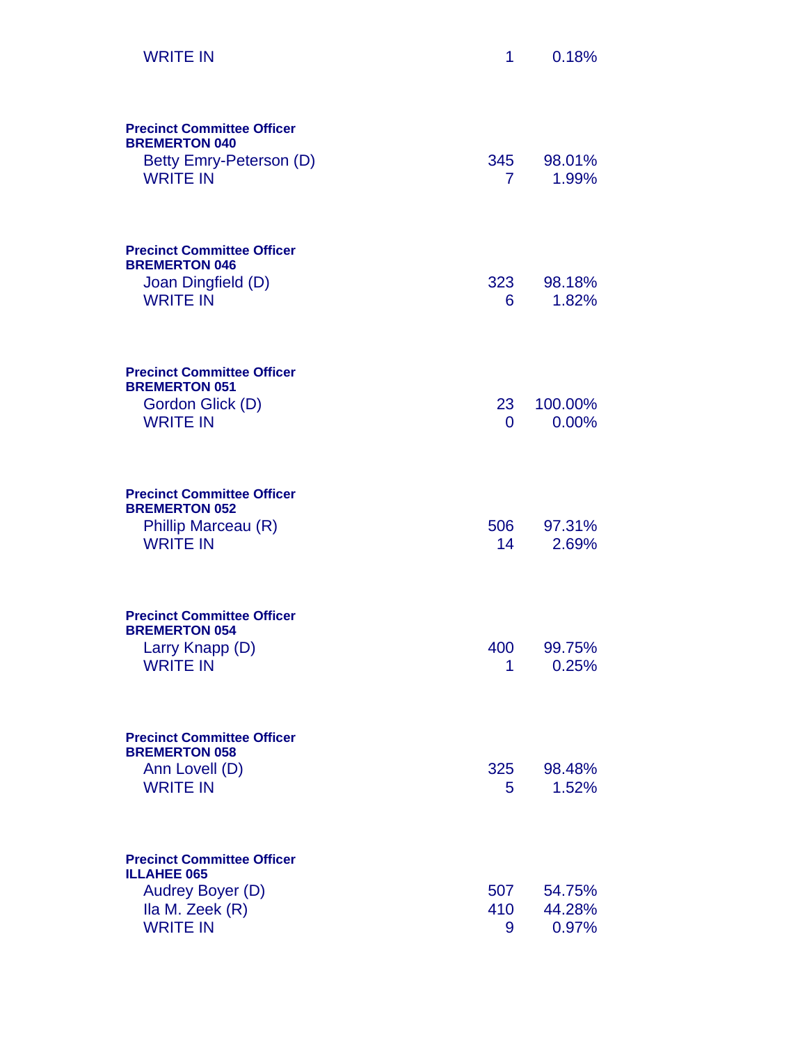| | | |
|---|---|---|
| WRITE IN | 1 | 0.18% |

**Precinct Committee Officer**
**BREMERTON 040**

| | | |
|---|---|---|
| Betty Emry-Peterson (D) | 345 | 98.01% |
| WRITE IN | 7 | 1.99% |

**Precinct Committee Officer**
**BREMERTON 046**

| | | |
|---|---|---|
| Joan Dingfield (D) | 323 | 98.18% |
| WRITE IN | 6 | 1.82% |

**Precinct Committee Officer**
**BREMERTON 051**

| | | |
|---|---|---|
| Gordon Glick (D) | 23 | 100.00% |
| WRITE IN | 0 | 0.00% |

**Precinct Committee Officer**
**BREMERTON 052**

| | | |
|---|---|---|
| Phillip Marceau (R) | 506 | 97.31% |
| WRITE IN | 14 | 2.69% |

**Precinct Committee Officer**
**BREMERTON 054**

| | | |
|---|---|---|
| Larry Knapp (D) | 400 | 99.75% |
| WRITE IN | 1 | 0.25% |

**Precinct Committee Officer**
**BREMERTON 058**

| | | |
|---|---|---|
| Ann Lovell (D) | 325 | 98.48% |
| WRITE IN | 5 | 1.52% |

**Precinct Committee Officer**
**ILLAHEE 065**

| | | |
|---|---|---|
| Audrey Boyer (D) | 507 | 54.75% |
| Ila M. Zeek (R) | 410 | 44.28% |
| WRITE IN | 9 | 0.97% |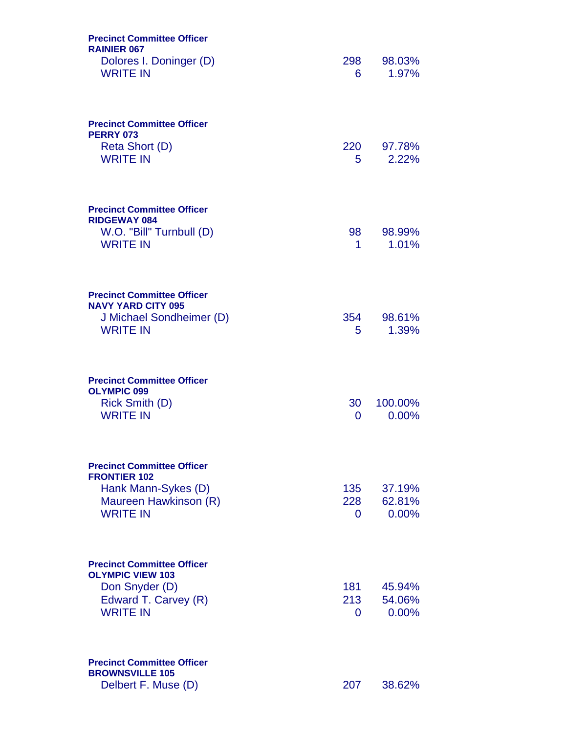**Precinct Committee Officer**
**RAINIER 067**

| Candidate | Votes | Percent |
|---|---|---|
| Dolores I. Doninger (D) | 298 | 98.03% |
| WRITE IN | 6 | 1.97% |

**Precinct Committee Officer**
**PERRY 073**

| Candidate | Votes | Percent |
|---|---|---|
| Reta Short (D) | 220 | 97.78% |
| WRITE IN | 5 | 2.22% |

**Precinct Committee Officer**
**RIDGEWAY 084**

| Candidate | Votes | Percent |
|---|---|---|
| W.O. "Bill" Turnbull (D) | 98 | 98.99% |
| WRITE IN | 1 | 1.01% |

**Precinct Committee Officer**
**NAVY YARD CITY 095**

| Candidate | Votes | Percent |
|---|---|---|
| J Michael Sondheimer (D) | 354 | 98.61% |
| WRITE IN | 5 | 1.39% |

**Precinct Committee Officer**
**OLYMPIC 099**

| Candidate | Votes | Percent |
|---|---|---|
| Rick Smith (D) | 30 | 100.00% |
| WRITE IN | 0 | 0.00% |

**Precinct Committee Officer**
**FRONTIER 102**

| Candidate | Votes | Percent |
|---|---|---|
| Hank Mann-Sykes (D) | 135 | 37.19% |
| Maureen Hawkinson (R) | 228 | 62.81% |
| WRITE IN | 0 | 0.00% |

**Precinct Committee Officer**
**OLYMPIC VIEW 103**

| Candidate | Votes | Percent |
|---|---|---|
| Don Snyder (D) | 181 | 45.94% |
| Edward T. Carvey (R) | 213 | 54.06% |
| WRITE IN | 0 | 0.00% |

**Precinct Committee Officer**
**BROWNSVILLE 105**

| Candidate | Votes | Percent |
|---|---|---|
| Delbert F. Muse (D) | 207 | 38.62% |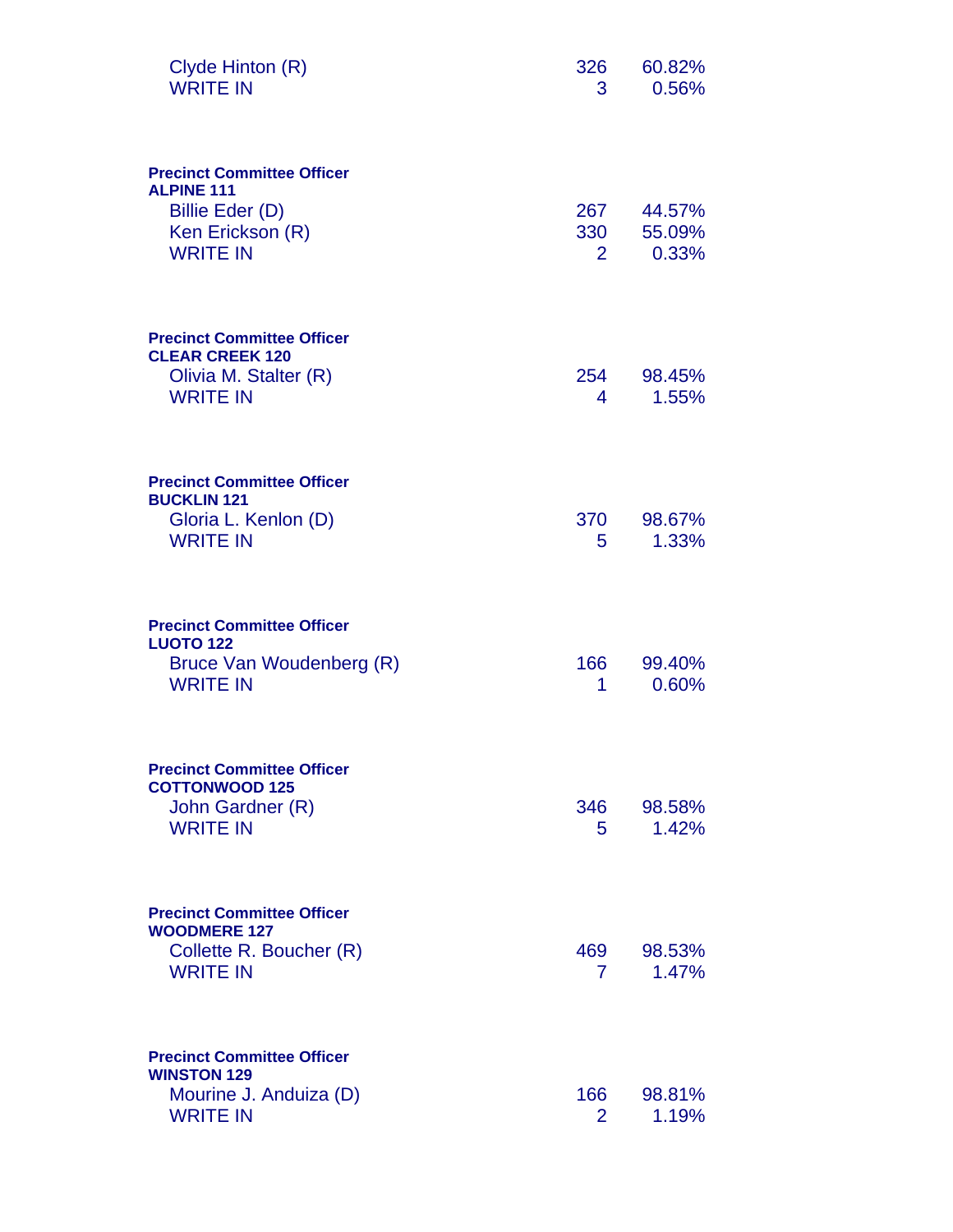| | | |
|---|---|---|
| Clyde Hinton (R) | 326 | 60.82% |
| WRITE IN | 3 | 0.56% |

**Precinct Committee Officer**
**ALPINE 111**

| | | |
|---|---|---|
| Billie Eder (D) | 267 | 44.57% |
| Ken Erickson (R) | 330 | 55.09% |
| WRITE IN | 2 | 0.33% |

**Precinct Committee Officer**
**CLEAR CREEK 120**

| | | |
|---|---|---|
| Olivia M. Stalter (R) | 254 | 98.45% |
| WRITE IN | 4 | 1.55% |

**Precinct Committee Officer**
**BUCKLIN 121**

| | | |
|---|---|---|
| Gloria L. Kenlon (D) | 370 | 98.67% |
| WRITE IN | 5 | 1.33% |

**Precinct Committee Officer**
**LUOTO 122**

| | | |
|---|---|---|
| Bruce Van Woudenberg (R) | 166 | 99.40% |
| WRITE IN | 1 | 0.60% |

**Precinct Committee Officer**
**COTTONWOOD 125**

| | | |
|---|---|---|
| John Gardner (R) | 346 | 98.58% |
| WRITE IN | 5 | 1.42% |

**Precinct Committee Officer**
**WOODMERE 127**

| | | |
|---|---|---|
| Collette R. Boucher (R) | 469 | 98.53% |
| WRITE IN | 7 | 1.47% |

**Precinct Committee Officer**
**WINSTON 129**

| | | |
|---|---|---|
| Mourine J. Anduiza (D) | 166 | 98.81% |
| WRITE IN | 2 | 1.19% |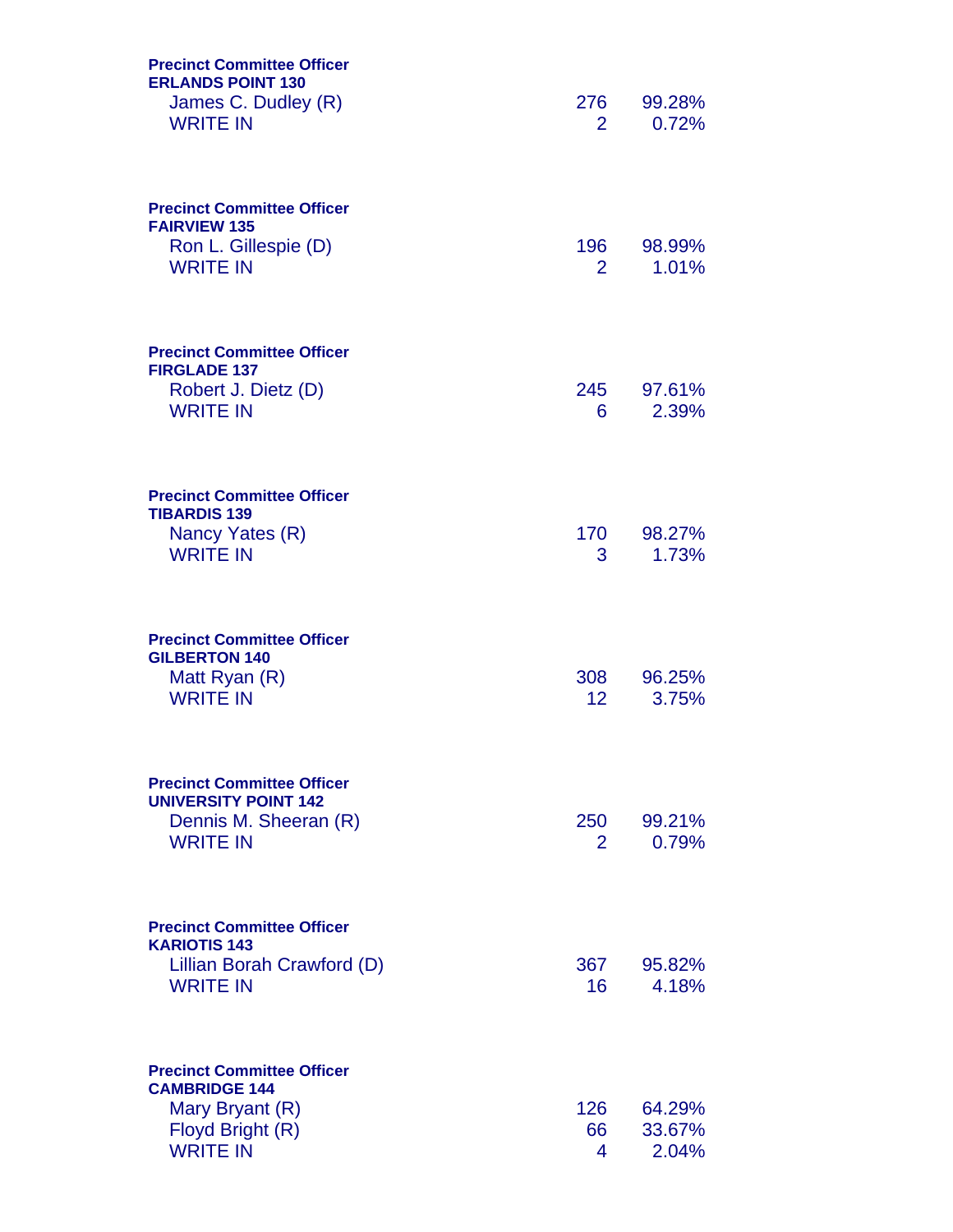**Precinct Committee Officer**
**ERLANDS POINT 130**

| | | |
|---|---|---|
| James C. Dudley (R) | 276 | 99.28% |
| WRITE IN | 2 | 0.72% |

**Precinct Committee Officer**
**FAIRVIEW 135**

| | | |
|---|---|---|
| Ron L. Gillespie (D) | 196 | 98.99% |
| WRITE IN | 2 | 1.01% |

**Precinct Committee Officer**
**FIRGLADE 137**

| | | |
|---|---|---|
| Robert J. Dietz (D) | 245 | 97.61% |
| WRITE IN | 6 | 2.39% |

**Precinct Committee Officer**
**TIBARDIS 139**

| | | |
|---|---|---|
| Nancy Yates (R) | 170 | 98.27% |
| WRITE IN | 3 | 1.73% |

**Precinct Committee Officer**
**GILBERTON 140**

| | | |
|---|---|---|
| Matt Ryan (R) | 308 | 96.25% |
| WRITE IN | 12 | 3.75% |

**Precinct Committee Officer**
**UNIVERSITY POINT 142**

| | | |
|---|---|---|
| Dennis M. Sheeran (R) | 250 | 99.21% |
| WRITE IN | 2 | 0.79% |

**Precinct Committee Officer**
**KARIOTIS 143**

| | | |
|---|---|---|
| Lillian Borah Crawford (D) | 367 | 95.82% |
| WRITE IN | 16 | 4.18% |

**Precinct Committee Officer**
**CAMBRIDGE 144**

| | | |
|---|---|---|
| Mary Bryant (R) | 126 | 64.29% |
| Floyd Bright (R) | 66 | 33.67% |
| WRITE IN | 4 | 2.04% |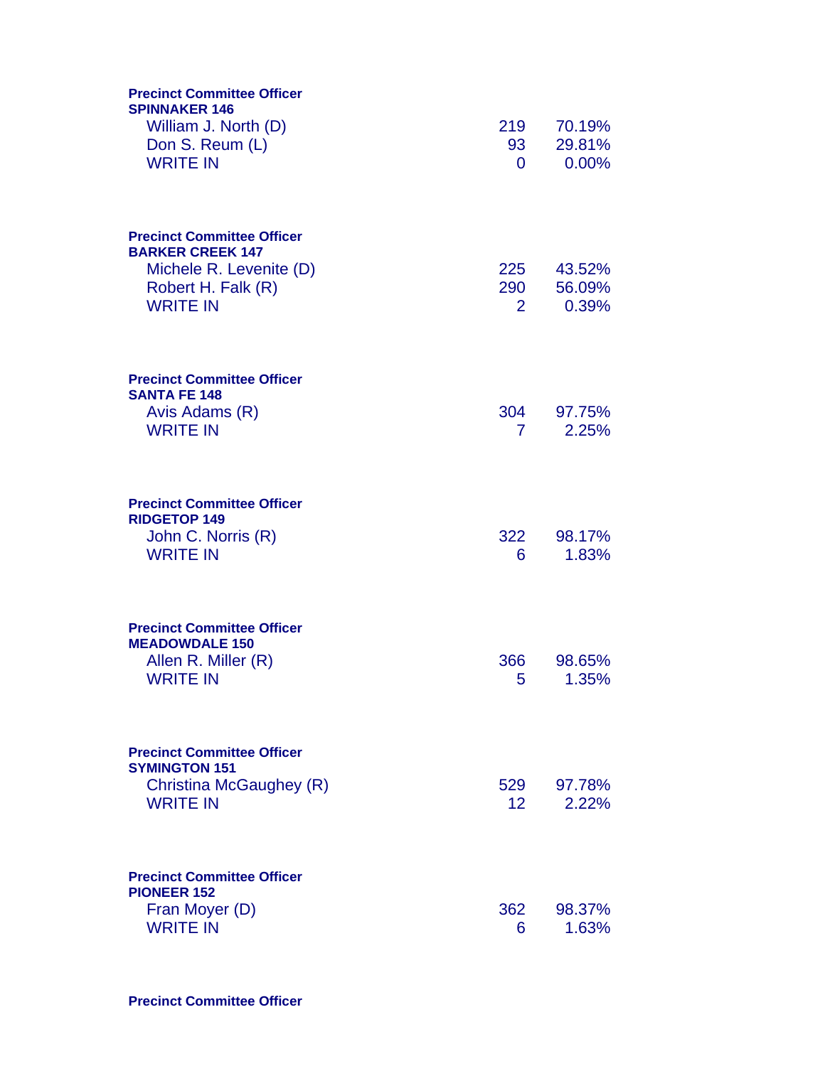**Precinct Committee Officer**
**SPINNAKER 146**

| Candidate | Votes | Percent |
|---|---|---|
| William J. North (D) | 219 | 70.19% |
| Don S. Reum (L) | 93 | 29.81% |
| WRITE IN | 0 | 0.00% |

**Precinct Committee Officer**
**BARKER CREEK 147**

| Candidate | Votes | Percent |
|---|---|---|
| Michele R. Levenite (D) | 225 | 43.52% |
| Robert H. Falk (R) | 290 | 56.09% |
| WRITE IN | 2 | 0.39% |

**Precinct Committee Officer**
**SANTA FE 148**

| Candidate | Votes | Percent |
|---|---|---|
| Avis Adams (R) | 304 | 97.75% |
| WRITE IN | 7 | 2.25% |

**Precinct Committee Officer**
**RIDGETOP 149**

| Candidate | Votes | Percent |
|---|---|---|
| John C. Norris (R) | 322 | 98.17% |
| WRITE IN | 6 | 1.83% |

**Precinct Committee Officer**
**MEADOWDALE 150**

| Candidate | Votes | Percent |
|---|---|---|
| Allen R. Miller (R) | 366 | 98.65% |
| WRITE IN | 5 | 1.35% |

**Precinct Committee Officer**
**SYMINGTON 151**

| Candidate | Votes | Percent |
|---|---|---|
| Christina McGaughey (R) | 529 | 97.78% |
| WRITE IN | 12 | 2.22% |

**Precinct Committee Officer**
**PIONEER 152**

| Candidate | Votes | Percent |
|---|---|---|
| Fran Moyer (D) | 362 | 98.37% |
| WRITE IN | 6 | 1.63% |

**Precinct Committee Officer**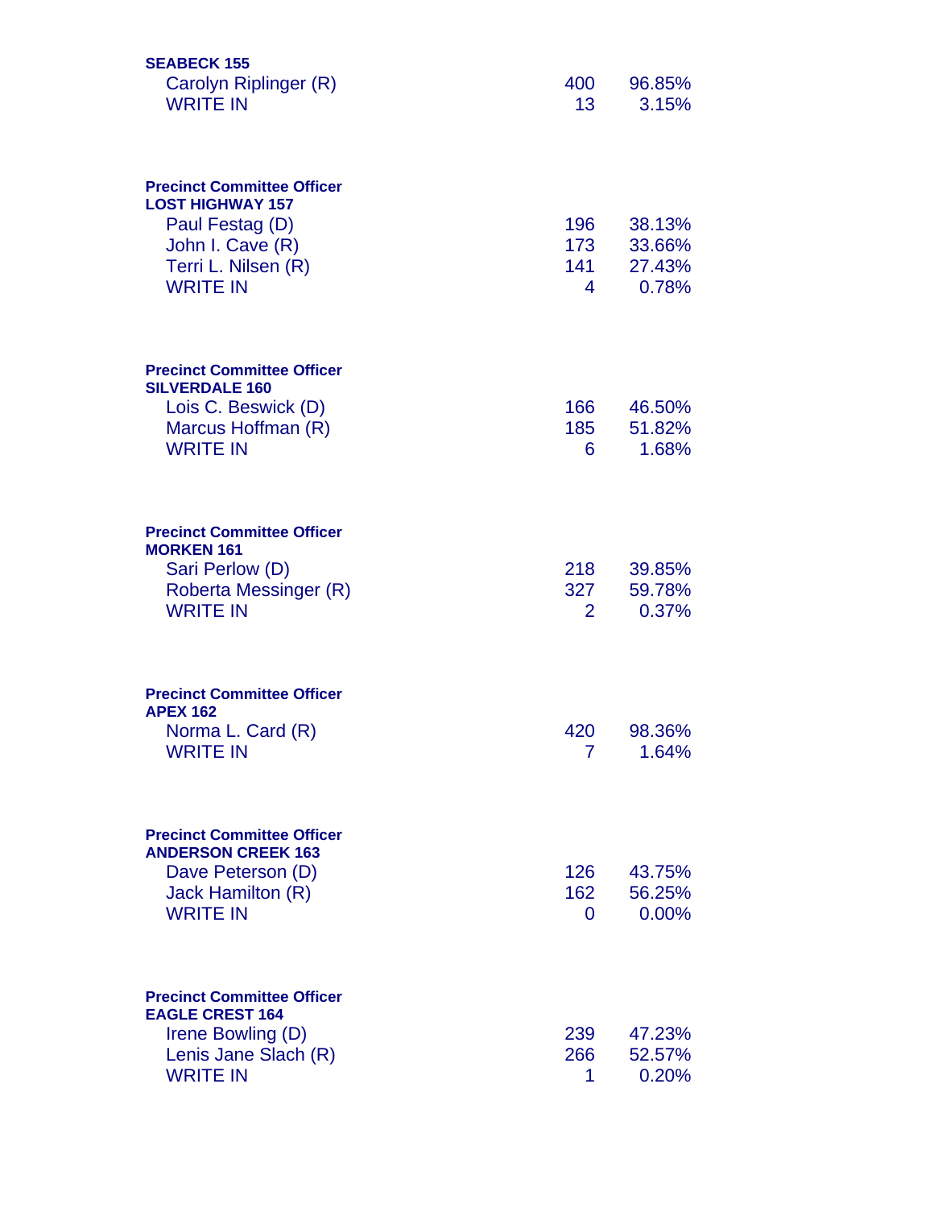**SEABECK 155**

| Candidate | Votes | Percent |
|---|---|---|
| Carolyn Riplinger (R) | 400 | 96.85% |
| WRITE IN | 13 | 3.15% |

**Precinct Committee Officer**
**LOST HIGHWAY 157**

| Candidate | Votes | Percent |
|---|---|---|
| Paul Festag (D) | 196 | 38.13% |
| John I. Cave (R) | 173 | 33.66% |
| Terri L. Nilsen (R) | 141 | 27.43% |
| WRITE IN | 4 | 0.78% |

**Precinct Committee Officer**
**SILVERDALE 160**

| Candidate | Votes | Percent |
|---|---|---|
| Lois C. Beswick (D) | 166 | 46.50% |
| Marcus Hoffman (R) | 185 | 51.82% |
| WRITE IN | 6 | 1.68% |

**Precinct Committee Officer**
**MORKEN 161**

| Candidate | Votes | Percent |
|---|---|---|
| Sari Perlow (D) | 218 | 39.85% |
| Roberta Messinger (R) | 327 | 59.78% |
| WRITE IN | 2 | 0.37% |

**Precinct Committee Officer**
**APEX 162**

| Candidate | Votes | Percent |
|---|---|---|
| Norma L. Card (R) | 420 | 98.36% |
| WRITE IN | 7 | 1.64% |

**Precinct Committee Officer**
**ANDERSON CREEK 163**

| Candidate | Votes | Percent |
|---|---|---|
| Dave Peterson (D) | 126 | 43.75% |
| Jack Hamilton (R) | 162 | 56.25% |
| WRITE IN | 0 | 0.00% |

**Precinct Committee Officer**
**EAGLE CREST 164**

| Candidate | Votes | Percent |
|---|---|---|
| Irene Bowling (D) | 239 | 47.23% |
| Lenis Jane Slach (R) | 266 | 52.57% |
| WRITE IN | 1 | 0.20% |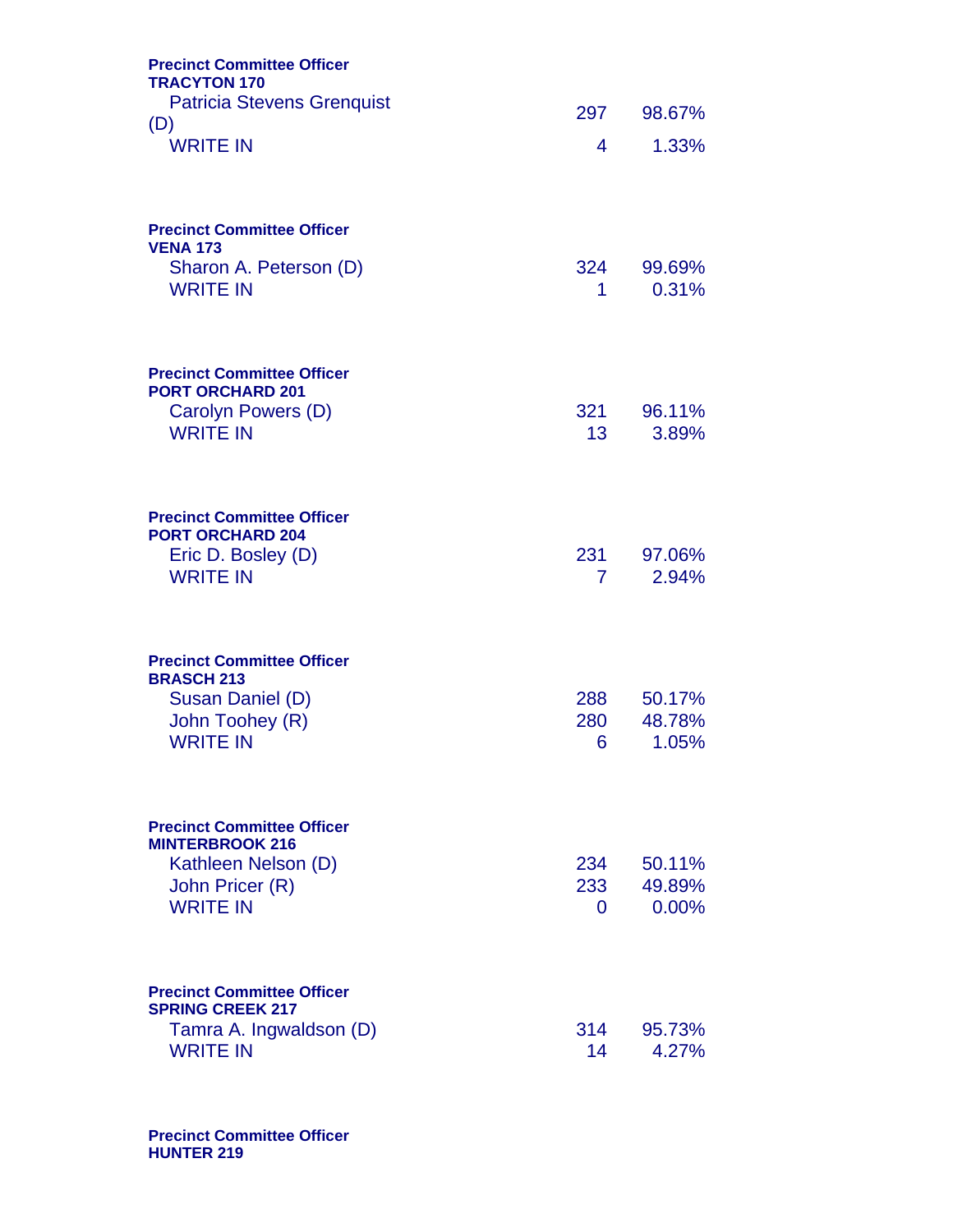**Precinct Committee Officer**
**TRACYTON 170**

| | | |
|---|---|---|
| Patricia Stevens Grenquist (D) | 297 | 98.67% |
| WRITE IN | 4 | 1.33% |

**Precinct Committee Officer**
**VENA 173**

| | | |
|---|---|---|
| Sharon A. Peterson (D) | 324 | 99.69% |
| WRITE IN | 1 | 0.31% |

**Precinct Committee Officer**
**PORT ORCHARD 201**

| | | |
|---|---|---|
| Carolyn Powers (D) | 321 | 96.11% |
| WRITE IN | 13 | 3.89% |

**Precinct Committee Officer**
**PORT ORCHARD 204**

| | | |
|---|---|---|
| Eric D. Bosley (D) | 231 | 97.06% |
| WRITE IN | 7 | 2.94% |

**Precinct Committee Officer**
**BRASCH 213**

| | | |
|---|---|---|
| Susan Daniel (D) | 288 | 50.17% |
| John Toohey (R) | 280 | 48.78% |
| WRITE IN | 6 | 1.05% |

**Precinct Committee Officer**
**MINTERBROOK 216**

| | | |
|---|---|---|
| Kathleen Nelson (D) | 234 | 50.11% |
| John Pricer (R) | 233 | 49.89% |
| WRITE IN | 0 | 0.00% |

**Precinct Committee Officer**
**SPRING CREEK 217**

| | | |
|---|---|---|
| Tamra A. Ingwaldson (D) | 314 | 95.73% |
| WRITE IN | 14 | 4.27% |

**Precinct Committee Officer**
**HUNTER 219**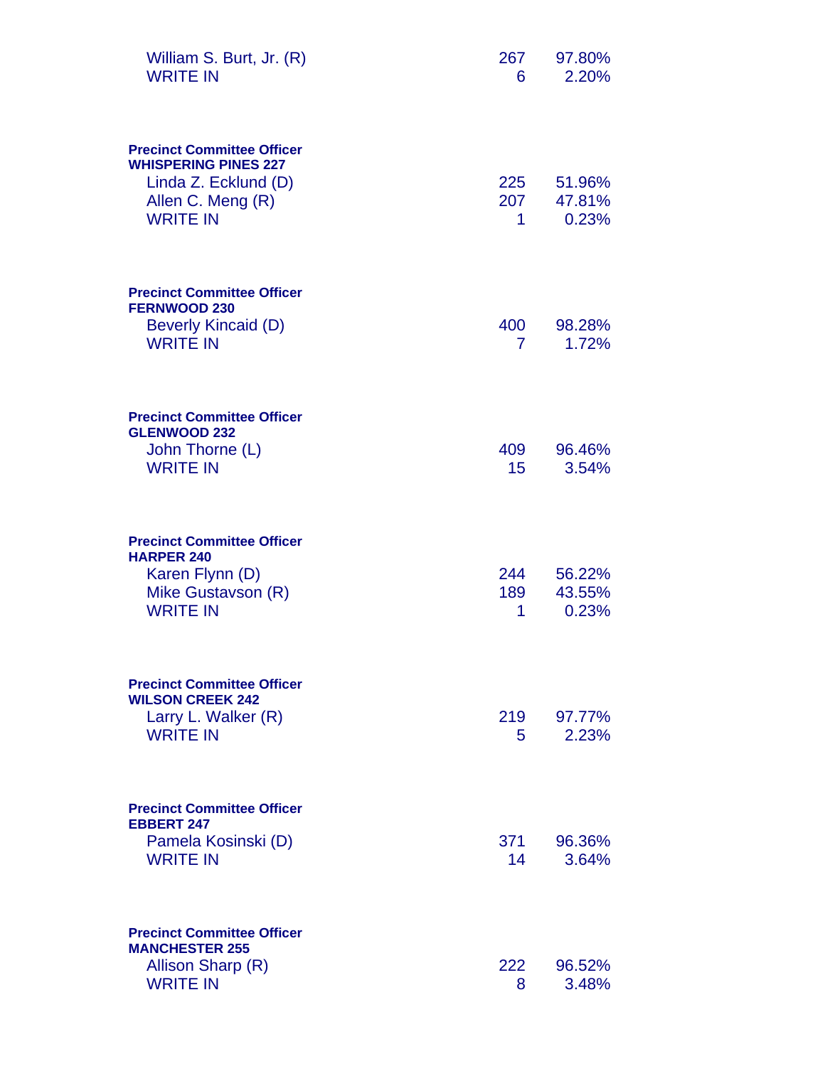| | | |
|---|---|---|
| William S. Burt, Jr. (R) | 267 | 97.80% |
| WRITE IN | 6 | 2.20% |

**Precinct Committee Officer**
**WHISPERING PINES 227**

| | | |
|---|---|---|
| Linda Z. Ecklund (D) | 225 | 51.96% |
| Allen C. Meng (R) | 207 | 47.81% |
| WRITE IN | 1 | 0.23% |

**Precinct Committee Officer**
**FERNWOOD 230**

| | | |
|---|---|---|
| Beverly Kincaid (D) | 400 | 98.28% |
| WRITE IN | 7 | 1.72% |

**Precinct Committee Officer**
**GLENWOOD 232**

| | | |
|---|---|---|
| John Thorne (L) | 409 | 96.46% |
| WRITE IN | 15 | 3.54% |

**Precinct Committee Officer**
**HARPER 240**

| | | |
|---|---|---|
| Karen Flynn (D) | 244 | 56.22% |
| Mike Gustavson (R) | 189 | 43.55% |
| WRITE IN | 1 | 0.23% |

**Precinct Committee Officer**
**WILSON CREEK 242**

| | | |
|---|---|---|
| Larry L. Walker (R) | 219 | 97.77% |
| WRITE IN | 5 | 2.23% |

**Precinct Committee Officer**
**EBBERT 247**

| | | |
|---|---|---|
| Pamela Kosinski (D) | 371 | 96.36% |
| WRITE IN | 14 | 3.64% |

**Precinct Committee Officer**
**MANCHESTER 255**

| | | |
|---|---|---|
| Allison Sharp (R) | 222 | 96.52% |
| WRITE IN | 8 | 3.48% |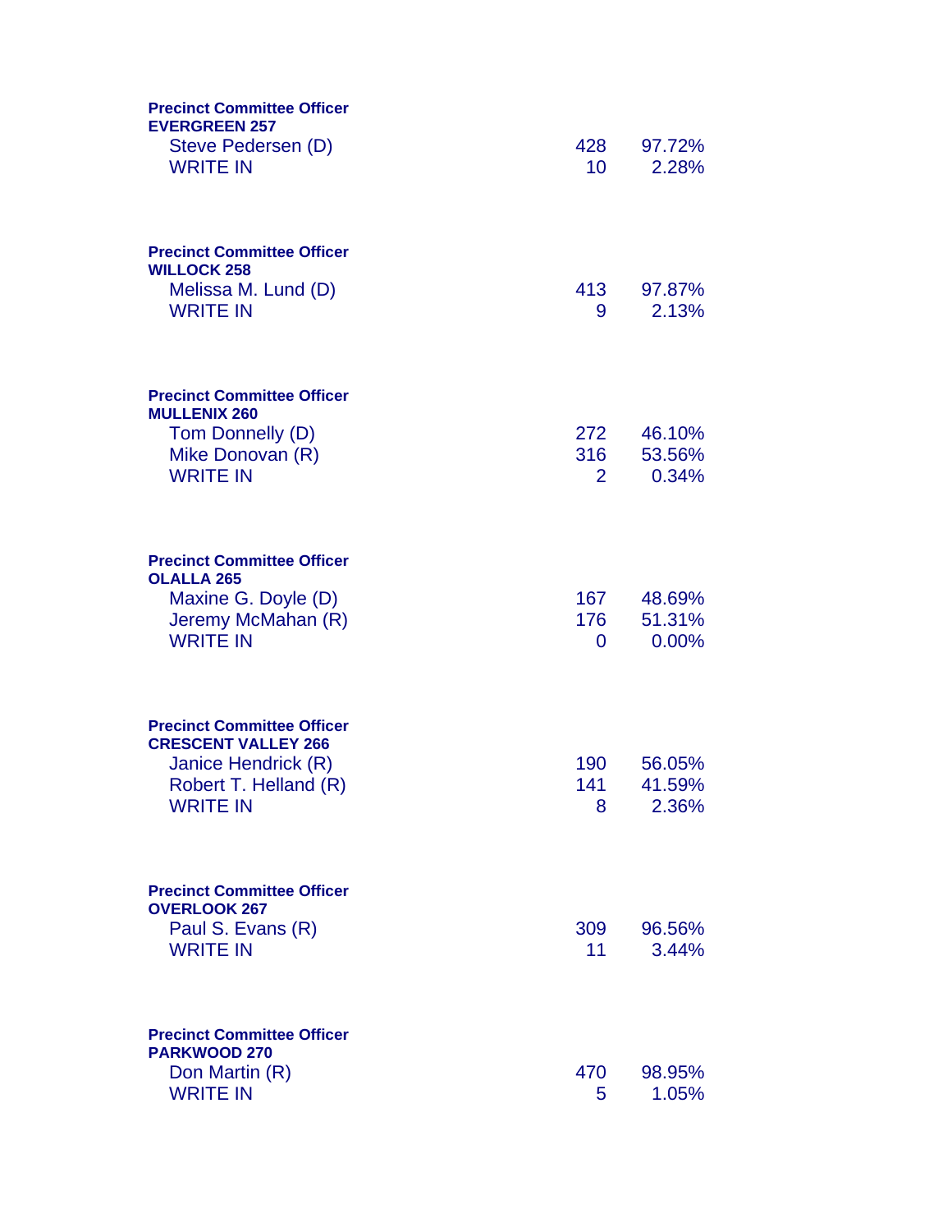**Precinct Committee Officer**
**EVERGREEN 257**

| | | |
|---|---|---|
| Steve Pedersen (D) | 428 | 97.72% |
| WRITE IN | 10 | 2.28% |

**Precinct Committee Officer**
**WILLOCK 258**

| | | |
|---|---|---|
| Melissa M. Lund (D) | 413 | 97.87% |
| WRITE IN | 9 | 2.13% |

**Precinct Committee Officer**
**MULLENIX 260**

| | | |
|---|---|---|
| Tom Donnelly (D) | 272 | 46.10% |
| Mike Donovan (R) | 316 | 53.56% |
| WRITE IN | 2 | 0.34% |

**Precinct Committee Officer**
**OLALLA 265**

| | | |
|---|---|---|
| Maxine G. Doyle (D) | 167 | 48.69% |
| Jeremy McMahan (R) | 176 | 51.31% |
| WRITE IN | 0 | 0.00% |

**Precinct Committee Officer**
**CRESCENT VALLEY 266**

| | | |
|---|---|---|
| Janice Hendrick (R) | 190 | 56.05% |
| Robert T. Helland (R) | 141 | 41.59% |
| WRITE IN | 8 | 2.36% |

**Precinct Committee Officer**
**OVERLOOK 267**

| | | |
|---|---|---|
| Paul S. Evans (R) | 309 | 96.56% |
| WRITE IN | 11 | 3.44% |

**Precinct Committee Officer**
**PARKWOOD 270**

| | | |
|---|---|---|
| Don Martin (R) | 470 | 98.95% |
| WRITE IN | 5 | 1.05% |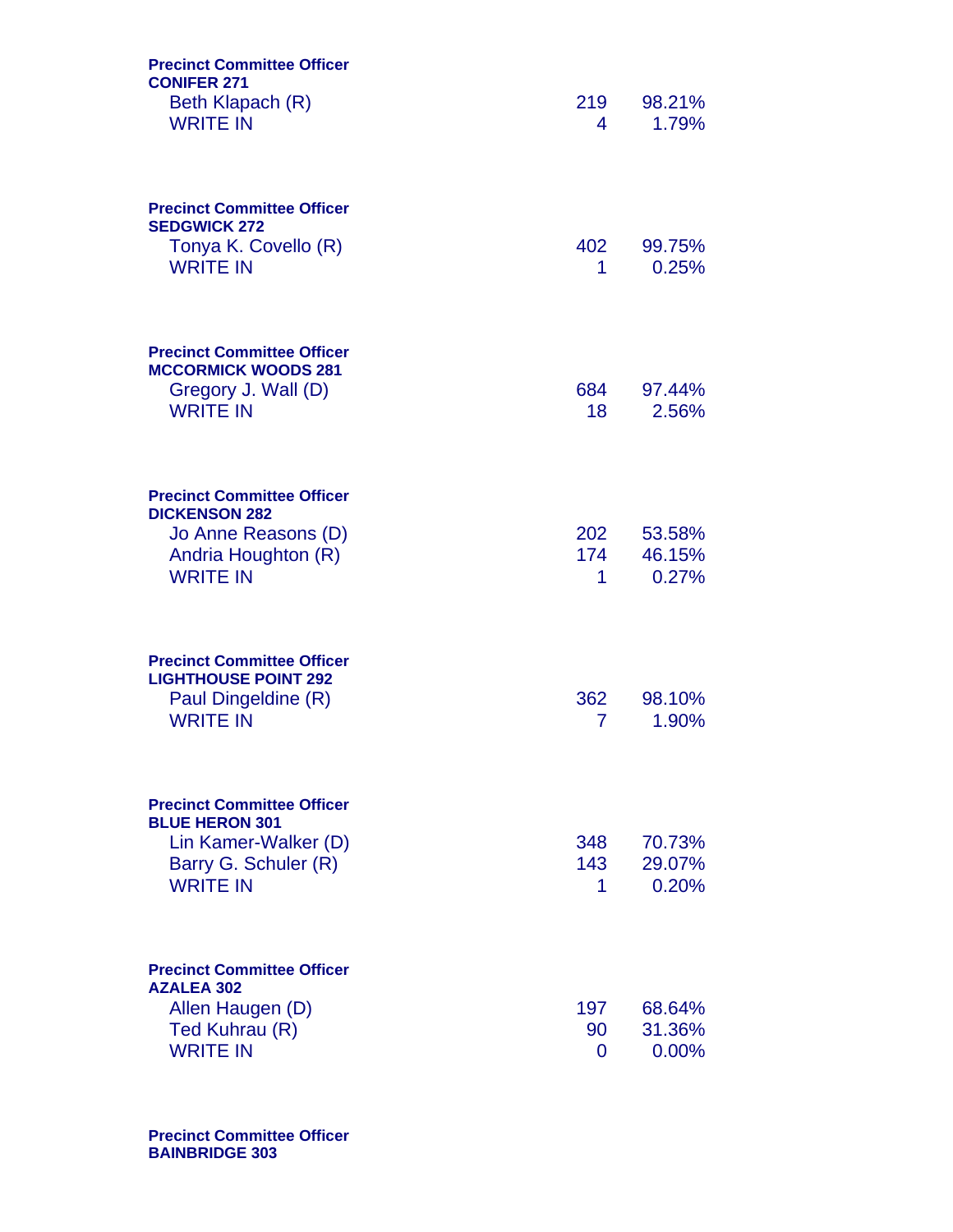**Precinct Committee Officer**
**CONIFER 271**

| Candidate | Votes | Percent |
|---|---|---|
| Beth Klapach (R) | 219 | 98.21% |
| WRITE IN | 4 | 1.79% |

**Precinct Committee Officer**
**SEDGWICK 272**

| Candidate | Votes | Percent |
|---|---|---|
| Tonya K. Covello (R) | 402 | 99.75% |
| WRITE IN | 1 | 0.25% |

**Precinct Committee Officer**
**MCCORMICK WOODS 281**

| Candidate | Votes | Percent |
|---|---|---|
| Gregory J. Wall (D) | 684 | 97.44% |
| WRITE IN | 18 | 2.56% |

**Precinct Committee Officer**
**DICKENSON 282**

| Candidate | Votes | Percent |
|---|---|---|
| Jo Anne Reasons (D) | 202 | 53.58% |
| Andria Houghton (R) | 174 | 46.15% |
| WRITE IN | 1 | 0.27% |

**Precinct Committee Officer**
**LIGHTHOUSE POINT 292**

| Candidate | Votes | Percent |
|---|---|---|
| Paul Dingeldine (R) | 362 | 98.10% |
| WRITE IN | 7 | 1.90% |

**Precinct Committee Officer**
**BLUE HERON 301**

| Candidate | Votes | Percent |
|---|---|---|
| Lin Kamer-Walker (D) | 348 | 70.73% |
| Barry G. Schuler (R) | 143 | 29.07% |
| WRITE IN | 1 | 0.20% |

**Precinct Committee Officer**
**AZALEA 302**

| Candidate | Votes | Percent |
|---|---|---|
| Allen Haugen (D) | 197 | 68.64% |
| Ted Kuhrau (R) | 90 | 31.36% |
| WRITE IN | 0 | 0.00% |

**Precinct Committee Officer**
**BAINBRIDGE 303**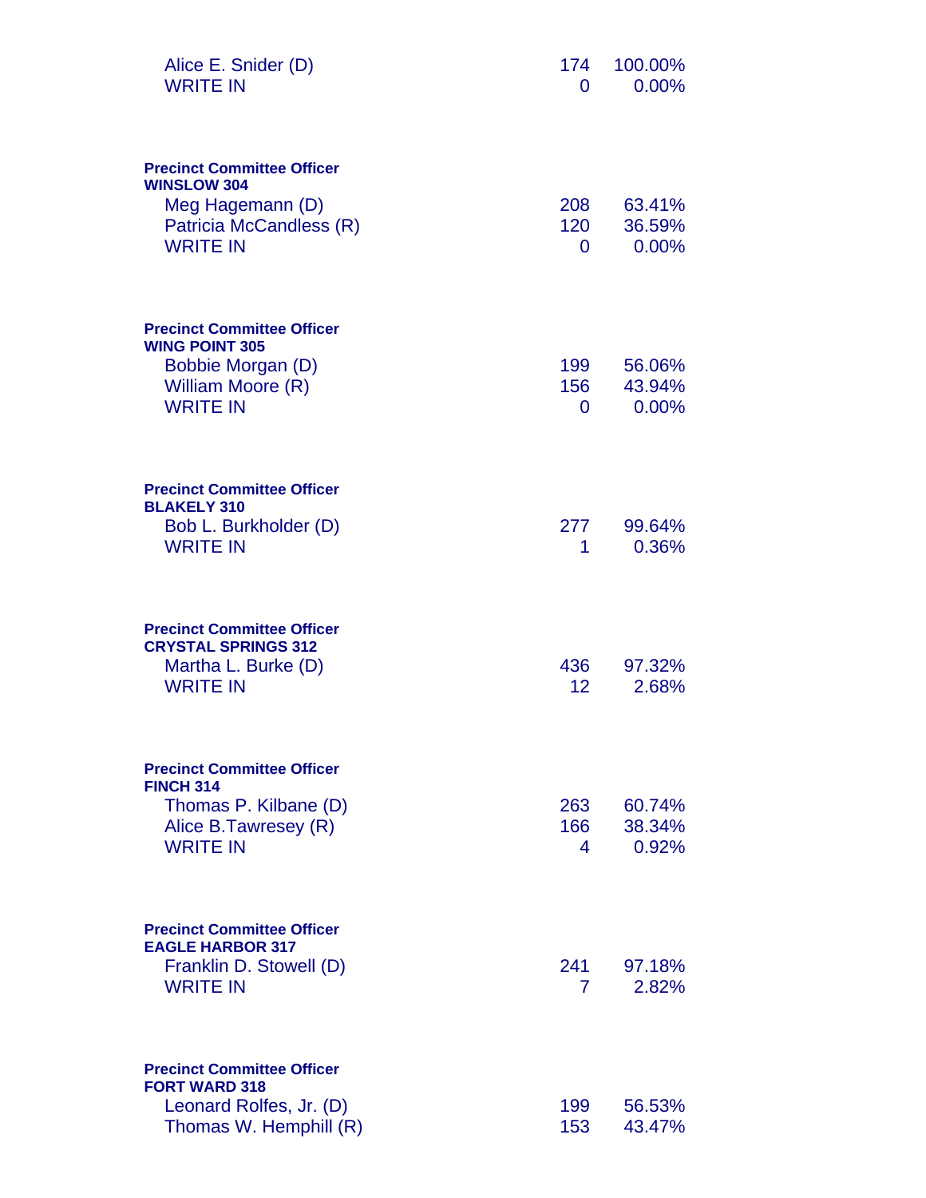| | | |
|---|---|---|
| Alice E. Snider (D) | 174 | 100.00% |
| WRITE IN | 0 | 0.00% |

**Precinct Committee Officer**
**WINSLOW 304**

| | | |
|---|---|---|
| Meg Hagemann (D) | 208 | 63.41% |
| Patricia McCandless (R) | 120 | 36.59% |
| WRITE IN | 0 | 0.00% |

**Precinct Committee Officer**
**WING POINT 305**

| | | |
|---|---|---|
| Bobbie Morgan (D) | 199 | 56.06% |
| William Moore (R) | 156 | 43.94% |
| WRITE IN | 0 | 0.00% |

**Precinct Committee Officer**
**BLAKELY 310**

| | | |
|---|---|---|
| Bob L. Burkholder (D) | 277 | 99.64% |
| WRITE IN | 1 | 0.36% |

**Precinct Committee Officer**
**CRYSTAL SPRINGS 312**

| | | |
|---|---|---|
| Martha L. Burke (D) | 436 | 97.32% |
| WRITE IN | 12 | 2.68% |

**Precinct Committee Officer**
**FINCH 314**

| | | |
|---|---|---|
| Thomas P. Kilbane (D) | 263 | 60.74% |
| Alice B.Tawresey (R) | 166 | 38.34% |
| WRITE IN | 4 | 0.92% |

**Precinct Committee Officer**
**EAGLE HARBOR 317**

| | | |
|---|---|---|
| Franklin D. Stowell (D) | 241 | 97.18% |
| WRITE IN | 7 | 2.82% |

**Precinct Committee Officer**
**FORT WARD 318**

| | | |
|---|---|---|
| Leonard Rolfes, Jr. (D) | 199 | 56.53% |
| Thomas W. Hemphill (R) | 153 | 43.47% |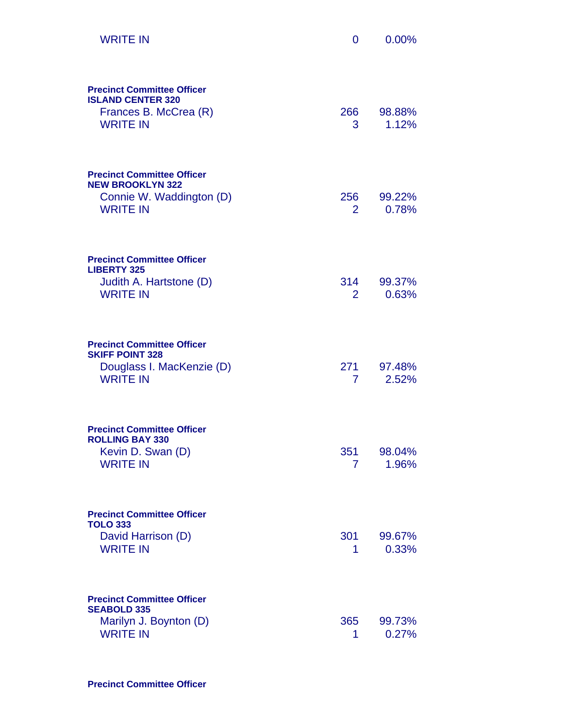| | | |
|---|---|---|
| WRITE IN | 0 | 0.00% |

**Precinct Committee Officer**
**ISLAND CENTER 320**

| | | |
|---|---|---|
| Frances B. McCrea (R) | 266 | 98.88% |
| WRITE IN | 3 | 1.12% |

**Precinct Committee Officer**
**NEW BROOKLYN 322**

| | | |
|---|---|---|
| Connie W. Waddington (D) | 256 | 99.22% |
| WRITE IN | 2 | 0.78% |

**Precinct Committee Officer**
**LIBERTY 325**

| | | |
|---|---|---|
| Judith A. Hartstone (D) | 314 | 99.37% |
| WRITE IN | 2 | 0.63% |

**Precinct Committee Officer**
**SKIFF POINT 328**

| | | |
|---|---|---|
| Douglass I. MacKenzie (D) | 271 | 97.48% |
| WRITE IN | 7 | 2.52% |

**Precinct Committee Officer**
**ROLLING BAY 330**

| | | |
|---|---|---|
| Kevin D. Swan (D) | 351 | 98.04% |
| WRITE IN | 7 | 1.96% |

**Precinct Committee Officer**
**TOLO 333**

| | | |
|---|---|---|
| David Harrison (D) | 301 | 99.67% |
| WRITE IN | 1 | 0.33% |

**Precinct Committee Officer**
**SEABOLD 335**

| | | |
|---|---|---|
| Marilyn J. Boynton (D) | 365 | 99.73% |
| WRITE IN | 1 | 0.27% |

**Precinct Committee Officer**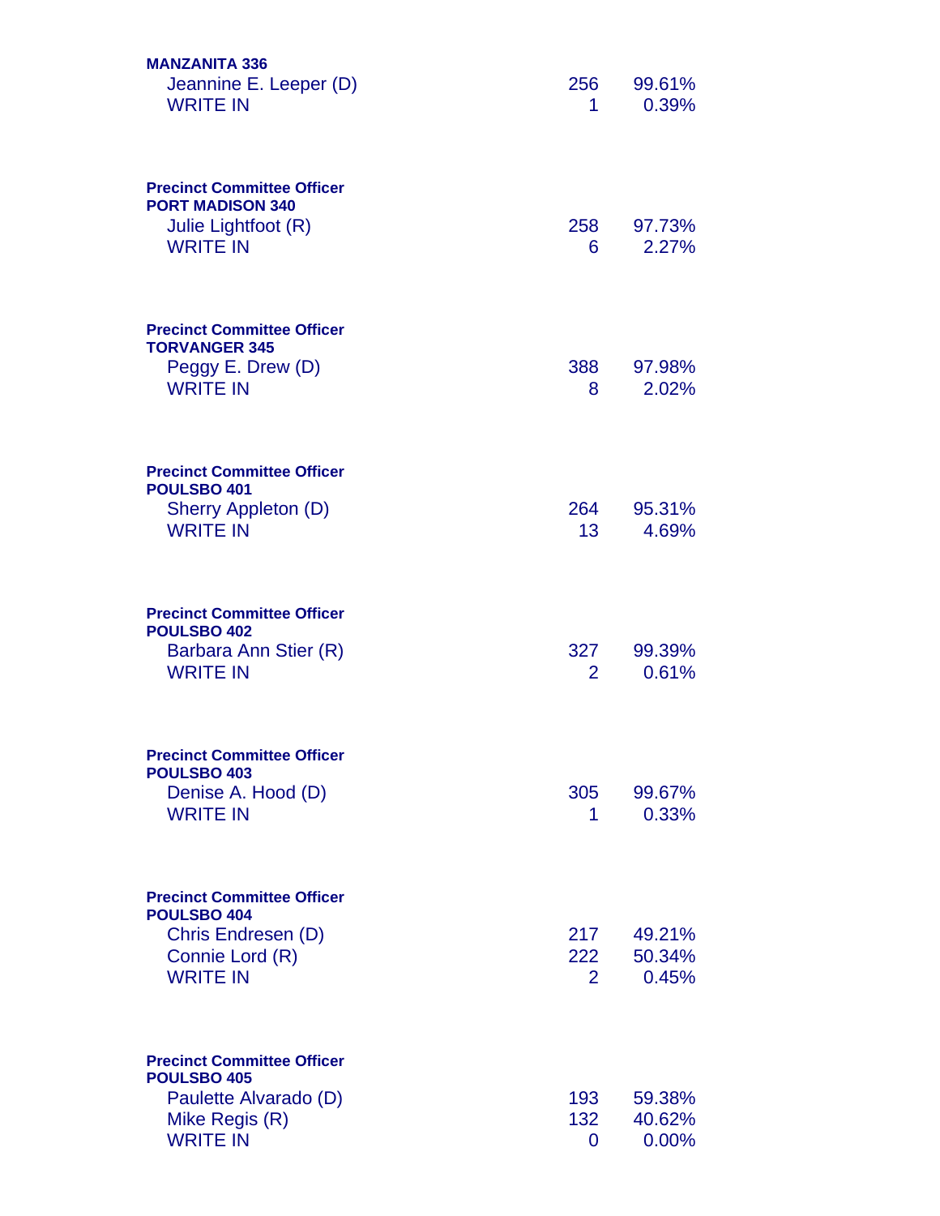**MANZANITA 336**

| | | |
|---|---|---|
| Jeannine E. Leeper (D) | 256 | 99.61% |
| WRITE IN | 1 | 0.39% |

**Precinct Committee Officer**
**PORT MADISON 340**

| | | |
|---|---|---|
| Julie Lightfoot (R) | 258 | 97.73% |
| WRITE IN | 6 | 2.27% |

**Precinct Committee Officer**
**TORVANGER 345**

| | | |
|---|---|---|
| Peggy E. Drew (D) | 388 | 97.98% |
| WRITE IN | 8 | 2.02% |

**Precinct Committee Officer**
**POULSBO 401**

| | | |
|---|---|---|
| Sherry Appleton (D) | 264 | 95.31% |
| WRITE IN | 13 | 4.69% |

**Precinct Committee Officer**
**POULSBO 402**

| | | |
|---|---|---|
| Barbara Ann Stier (R) | 327 | 99.39% |
| WRITE IN | 2 | 0.61% |

**Precinct Committee Officer**
**POULSBO 403**

| | | |
|---|---|---|
| Denise A. Hood (D) | 305 | 99.67% |
| WRITE IN | 1 | 0.33% |

**Precinct Committee Officer**
**POULSBO 404**

| | | |
|---|---|---|
| Chris Endresen (D) | 217 | 49.21% |
| Connie Lord (R) | 222 | 50.34% |
| WRITE IN | 2 | 0.45% |

**Precinct Committee Officer**
**POULSBO 405**

| | | |
|---|---|---|
| Paulette Alvarado (D) | 193 | 59.38% |
| Mike Regis (R) | 132 | 40.62% |
| WRITE IN | 0 | 0.00% |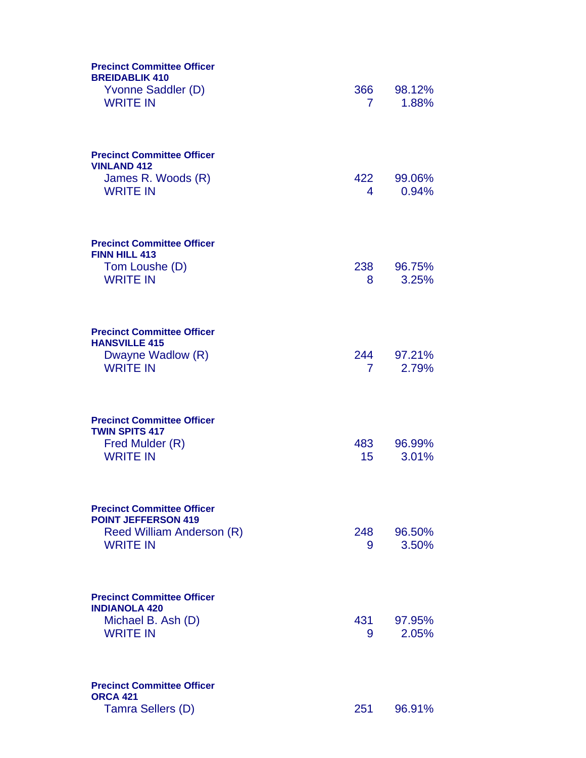**Precinct Committee Officer**
**BREIDABLIK 410**

| | | |
|---|---|---|
| Yvonne Saddler (D) | 366 | 98.12% |
| WRITE IN | 7 | 1.88% |

**Precinct Committee Officer**
**VINLAND 412**

| | | |
|---|---|---|
| James R. Woods (R) | 422 | 99.06% |
| WRITE IN | 4 | 0.94% |

**Precinct Committee Officer**
**FINN HILL 413**

| | | |
|---|---|---|
| Tom Loushe (D) | 238 | 96.75% |
| WRITE IN | 8 | 3.25% |

**Precinct Committee Officer**
**HANSVILLE 415**

| | | |
|---|---|---|
| Dwayne Wadlow (R) | 244 | 97.21% |
| WRITE IN | 7 | 2.79% |

**Precinct Committee Officer**
**TWIN SPITS 417**

| | | |
|---|---|---|
| Fred Mulder (R) | 483 | 96.99% |
| WRITE IN | 15 | 3.01% |

**Precinct Committee Officer**
**POINT JEFFERSON 419**

| | | |
|---|---|---|
| Reed William Anderson (R) | 248 | 96.50% |
| WRITE IN | 9 | 3.50% |

**Precinct Committee Officer**
**INDIANOLA 420**

| | | |
|---|---|---|
| Michael B. Ash (D) | 431 | 97.95% |
| WRITE IN | 9 | 2.05% |

**Precinct Committee Officer**
**ORCA 421**

| | | |
|---|---|---|
| Tamra Sellers (D) | 251 | 96.91% |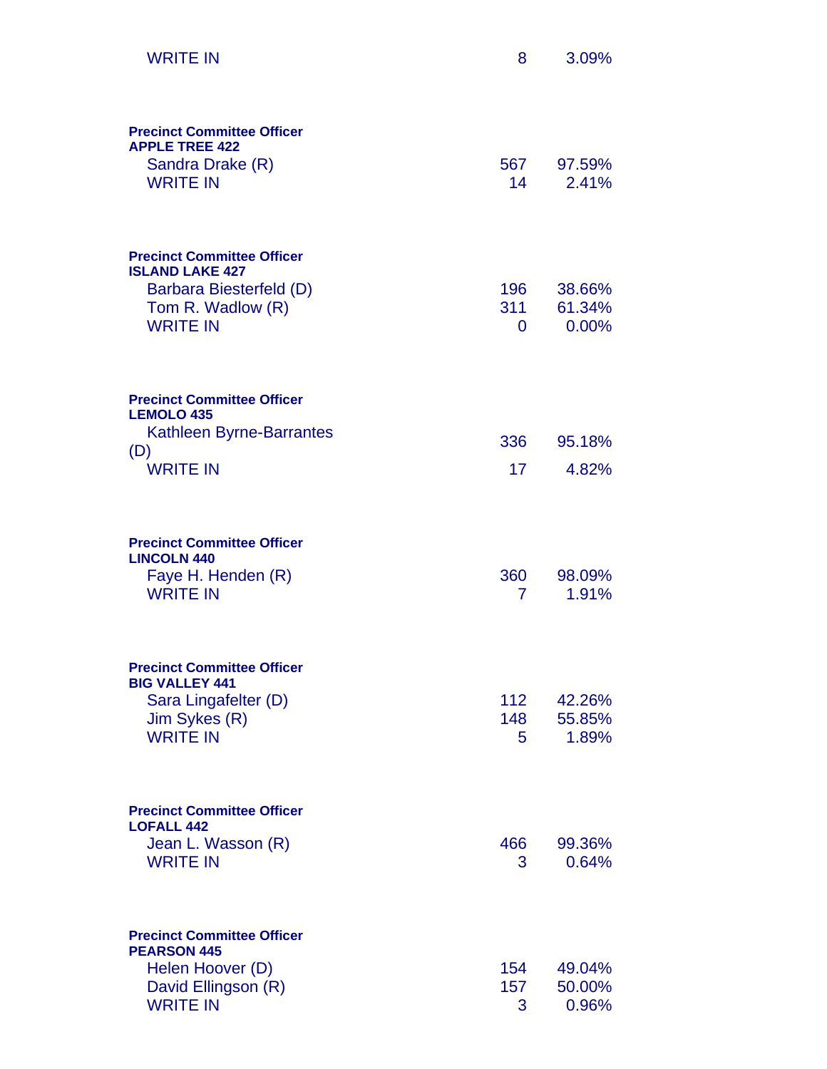| | | |
|---|---|---|
| WRITE IN | 8 | 3.09% |

**Precinct Committee Officer**
**APPLE TREE 422**

| | | |
|---|---|---|
| Sandra Drake (R) | 567 | 97.59% |
| WRITE IN | 14 | 2.41% |

**Precinct Committee Officer**
**ISLAND LAKE 427**

| | | |
|---|---|---|
| Barbara Biesterfeld (D) | 196 | 38.66% |
| Tom R. Wadlow (R) | 311 | 61.34% |
| WRITE IN | 0 | 0.00% |

**Precinct Committee Officer**
**LEMOLO 435**

| | | |
|---|---|---|
| Kathleen Byrne-Barrantes (D) | 336 | 95.18% |
| WRITE IN | 17 | 4.82% |

**Precinct Committee Officer**
**LINCOLN 440**

| | | |
|---|---|---|
| Faye H. Henden (R) | 360 | 98.09% |
| WRITE IN | 7 | 1.91% |

**Precinct Committee Officer**
**BIG VALLEY 441**

| | | |
|---|---|---|
| Sara Lingafelter (D) | 112 | 42.26% |
| Jim Sykes (R) | 148 | 55.85% |
| WRITE IN | 5 | 1.89% |

**Precinct Committee Officer**
**LOFALL 442**

| | | |
|---|---|---|
| Jean L. Wasson (R) | 466 | 99.36% |
| WRITE IN | 3 | 0.64% |

**Precinct Committee Officer**
**PEARSON 445**

| | | |
|---|---|---|
| Helen Hoover (D) | 154 | 49.04% |
| David Ellingson (R) | 157 | 50.00% |
| WRITE IN | 3 | 0.96% |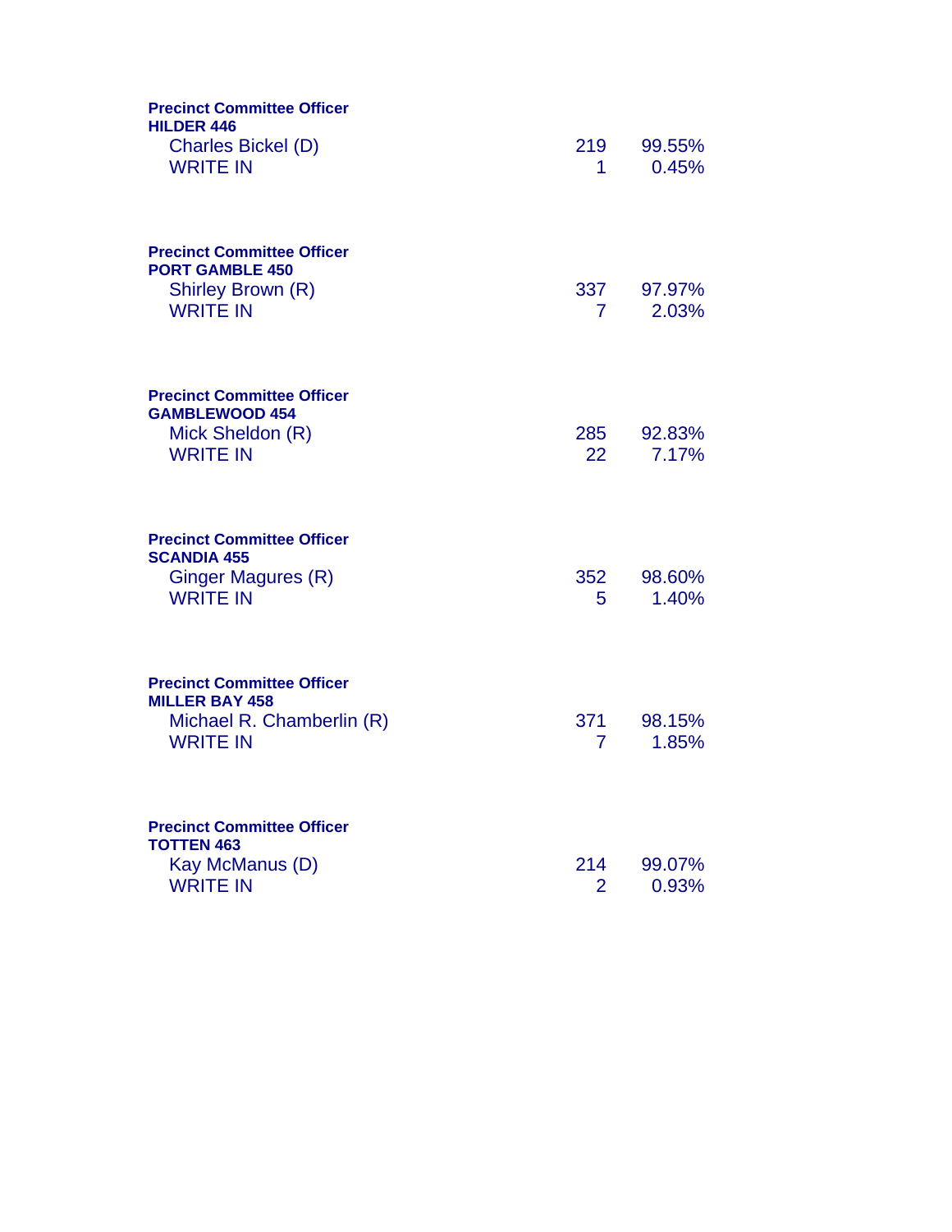**Precinct Committee Officer**
**HILDER 446**

| | | |
|---|---|---|
| Charles Bickel (D) | 219 | 99.55% |
| WRITE IN | 1 | 0.45% |

**Precinct Committee Officer**
**PORT GAMBLE 450**

| | | |
|---|---|---|
| Shirley Brown (R) | 337 | 97.97% |
| WRITE IN | 7 | 2.03% |

**Precinct Committee Officer**
**GAMBLEWOOD 454**

| | | |
|---|---|---|
| Mick Sheldon (R) | 285 | 92.83% |
| WRITE IN | 22 | 7.17% |

**Precinct Committee Officer**
**SCANDIA 455**

| | | |
|---|---|---|
| Ginger Magures (R) | 352 | 98.60% |
| WRITE IN | 5 | 1.40% |

**Precinct Committee Officer**
**MILLER BAY 458**

| | | |
|---|---|---|
| Michael R. Chamberlin (R) | 371 | 98.15% |
| WRITE IN | 7 | 1.85% |

**Precinct Committee Officer**
**TOTTEN 463**

| | | |
|---|---|---|
| Kay McManus (D) | 214 | 99.07% |
| WRITE IN | 2 | 0.93% |